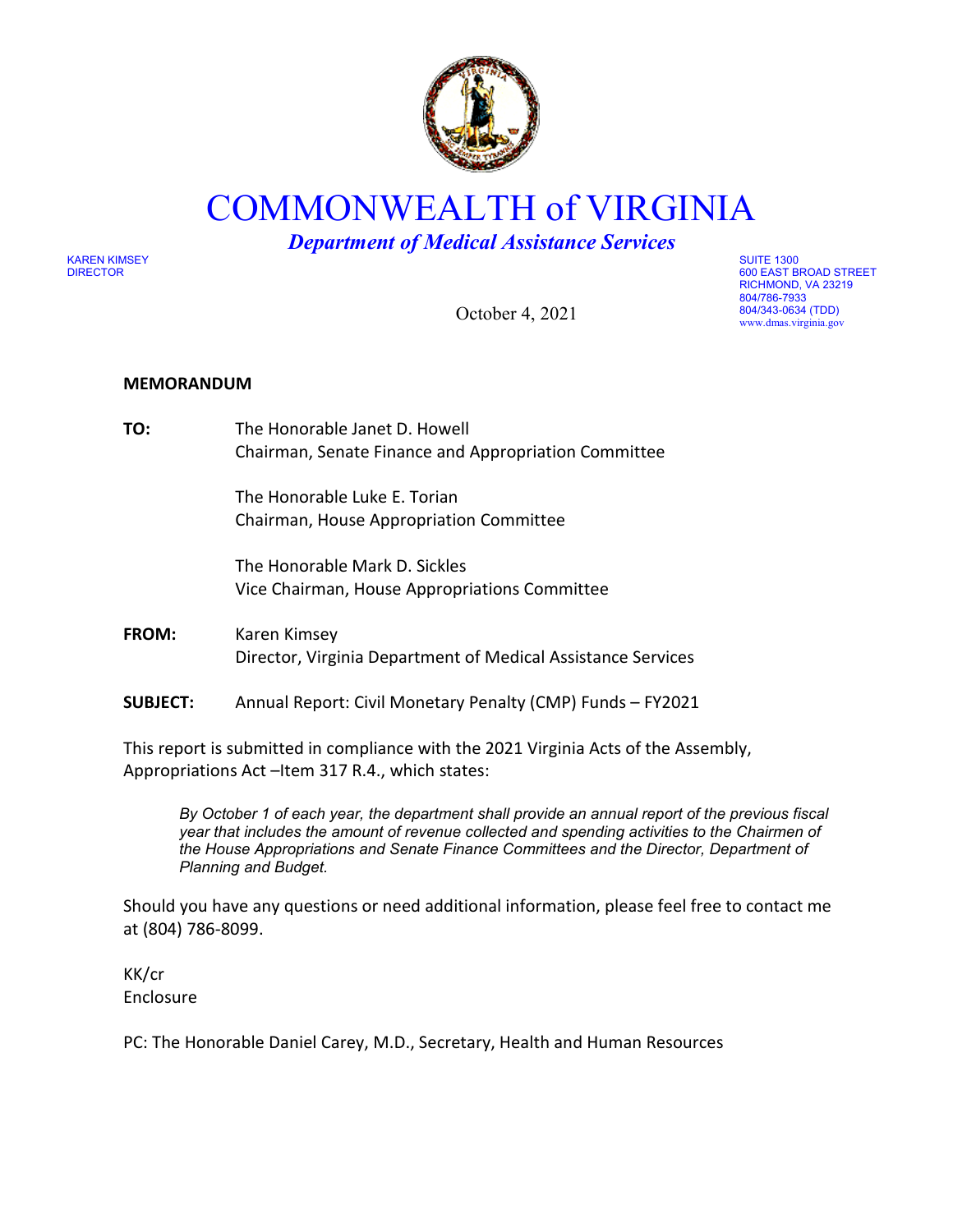# COMMONWEALTH of VIRGINIA

## *Department of Medical Assistance Services*

KAREN KIMSEY
DIRECTOR

SUITE 1300
600 EAST BROAD STREET
RICHMOND, VA 23219
804/786-7933
804/343-0634 (TDD)
www.dmas.virginia.gov

October 4, 2021

**MEMORANDUM**

**TO:** The Honorable Janet D. Howell
Chairman, Senate Finance and Appropriation Committee

The Honorable Luke E. Torian
Chairman, House Appropriation Committee

The Honorable Mark D. Sickles
Vice Chairman, House Appropriations Committee

**FROM:** Karen Kimsey
Director, Virginia Department of Medical Assistance Services

**SUBJECT:** Annual Report: Civil Monetary Penalty (CMP) Funds – FY2021

This report is submitted in compliance with the 2021 Virginia Acts of the Assembly, Appropriations Act –Item 317 R.4., which states:

> *By October 1 of each year, the department shall provide an annual report of the previous fiscal year that includes the amount of revenue collected and spending activities to the Chairmen of the House Appropriations and Senate Finance Committees and the Director, Department of Planning and Budget.*

Should you have any questions or need additional information, please feel free to contact me at (804) 786-8099.

KK/cr
Enclosure

PC: The Honorable Daniel Carey, M.D., Secretary, Health and Human Resources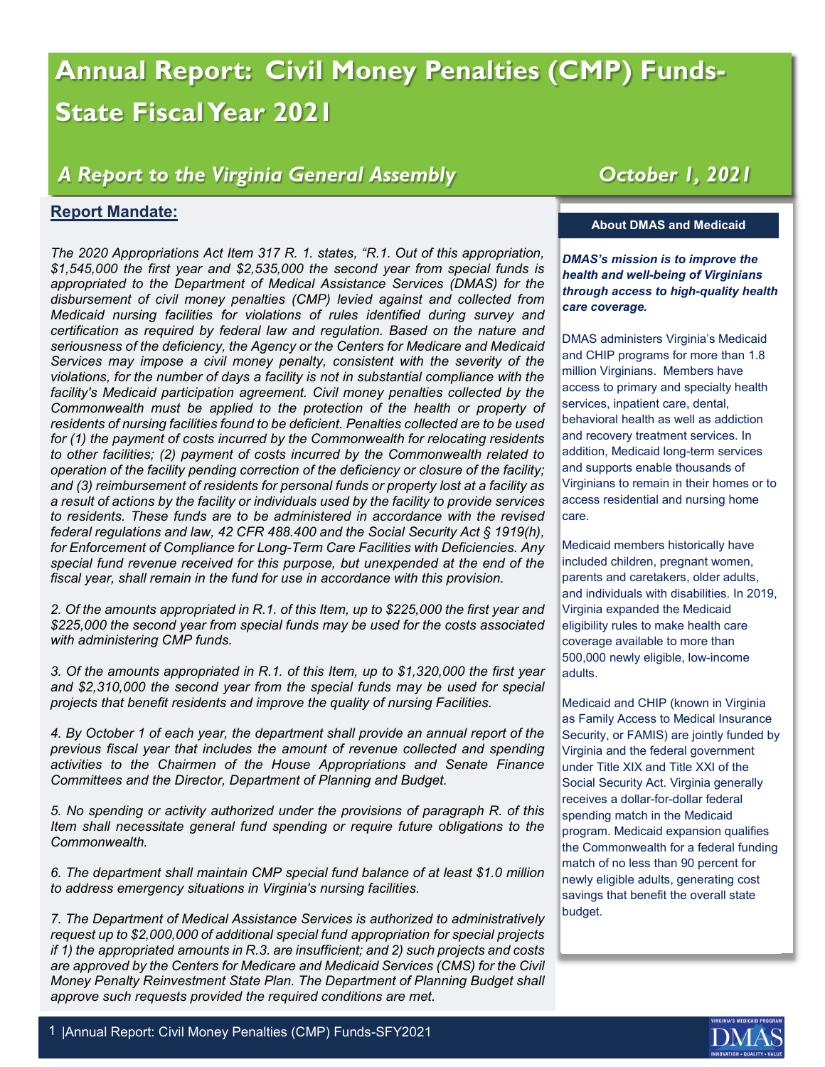# Annual Report: Civil Money Penalties (CMP) Funds-State Fiscal Year 2021

## *A Report to the Virginia General Assembly* *October 1, 2021*

### Report Mandate:

*The 2020 Appropriations Act Item 317 R. 1. states, "R.1. Out of this appropriation, $1,545,000 the first year and $2,535,000 the second year from special funds is appropriated to the Department of Medical Assistance Services (DMAS) for the disbursement of civil money penalties (CMP) levied against and collected from Medicaid nursing facilities for violations of rules identified during survey and certification as required by federal law and regulation. Based on the nature and seriousness of the deficiency, the Agency or the Centers for Medicare and Medicaid Services may impose a civil money penalty, consistent with the severity of the violations, for the number of days a facility is not in substantial compliance with the facility's Medicaid participation agreement. Civil money penalties collected by the Commonwealth must be applied to the protection of the health or property of residents of nursing facilities found to be deficient. Penalties collected are to be used for (1) the payment of costs incurred by the Commonwealth for relocating residents to other facilities; (2) payment of costs incurred by the Commonwealth related to operation of the facility pending correction of the deficiency or closure of the facility; and (3) reimbursement of residents for personal funds or property lost at a facility as a result of actions by the facility or individuals used by the facility to provide services to residents. These funds are to be administered in accordance with the revised federal regulations and law, 42 CFR 488.400 and the Social Security Act § 1919(h), for Enforcement of Compliance for Long-Term Care Facilities with Deficiencies. Any special fund revenue received for this purpose, but unexpended at the end of the fiscal year, shall remain in the fund for use in accordance with this provision.*

*2. Of the amounts appropriated in R.1. of this Item, up to $225,000 the first year and $225,000 the second year from special funds may be used for the costs associated with administering CMP funds.*

*3. Of the amounts appropriated in R.1. of this Item, up to $1,320,000 the first year and $2,310,000 the second year from the special funds may be used for special projects that benefit residents and improve the quality of nursing Facilities.*

*4. By October 1 of each year, the department shall provide an annual report of the previous fiscal year that includes the amount of revenue collected and spending activities to the Chairmen of the House Appropriations and Senate Finance Committees and the Director, Department of Planning and Budget.*

*5. No spending or activity authorized under the provisions of paragraph R. of this Item shall necessitate general fund spending or require future obligations to the Commonwealth.*

*6. The department shall maintain CMP special fund balance of at least $1.0 million to address emergency situations in Virginia's nursing facilities.*

*7. The Department of Medical Assistance Services is authorized to administratively request up to $2,000,000 of additional special fund appropriation for special projects if 1) the appropriated amounts in R.3. are insufficient; and 2) such projects and costs are approved by the Centers for Medicare and Medicaid Services (CMS) for the Civil Money Penalty Reinvestment State Plan. The Department of Planning Budget shall approve such requests provided the required conditions are met.*

**About DMAS and Medicaid**

***DMAS's mission is to improve the health and well-being of Virginians through access to high-quality health care coverage.***

DMAS administers Virginia's Medicaid and CHIP programs for more than 1.8 million Virginians. Members have access to primary and specialty health services, inpatient care, dental, behavioral health as well as addiction and recovery treatment services. In addition, Medicaid long-term services and supports enable thousands of Virginians to remain in their homes or to access residential and nursing home care.

Medicaid members historically have included children, pregnant women, parents and caretakers, older adults, and individuals with disabilities. In 2019, Virginia expanded the Medicaid eligibility rules to make health care coverage available to more than 500,000 newly eligible, low-income adults.

Medicaid and CHIP (known in Virginia as Family Access to Medical Insurance Security, or FAMIS) are jointly funded by Virginia and the federal government under Title XIX and Title XXI of the Social Security Act. Virginia generally receives a dollar-for-dollar federal spending match in the Medicaid program. Medicaid expansion qualifies the Commonwealth for a federal funding match of no less than 90 percent for newly eligible adults, generating cost savings that benefit the overall state budget.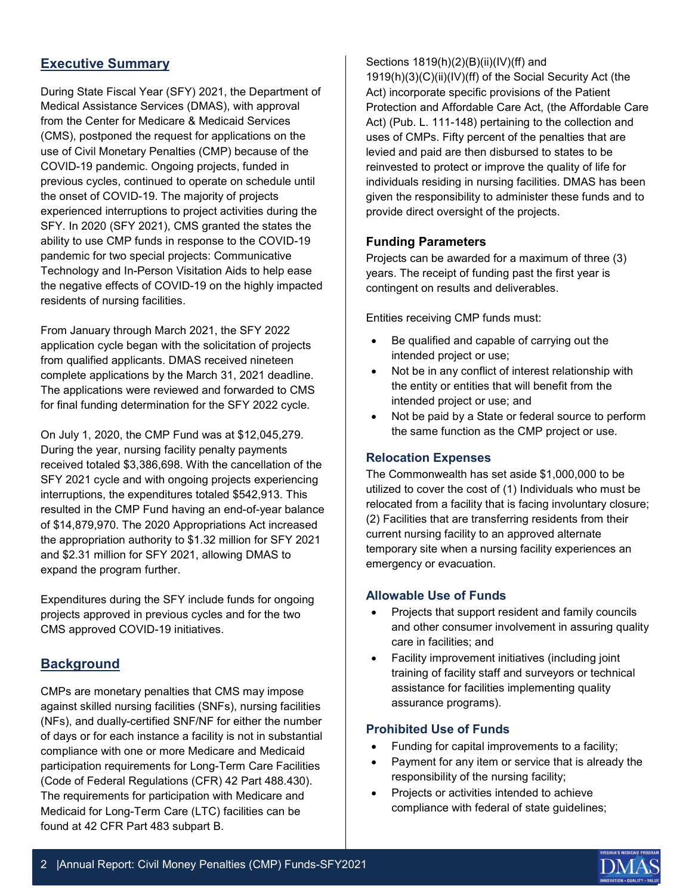## Executive Summary

During State Fiscal Year (SFY) 2021, the Department of Medical Assistance Services (DMAS), with approval from the Center for Medicare & Medicaid Services (CMS), postponed the request for applications on the use of Civil Monetary Penalties (CMP) because of the COVID-19 pandemic. Ongoing projects, funded in previous cycles, continued to operate on schedule until the onset of COVID-19. The majority of projects experienced interruptions to project activities during the SFY. In 2020 (SFY 2021), CMS granted the states the ability to use CMP funds in response to the COVID-19 pandemic for two special projects: Communicative Technology and In-Person Visitation Aids to help ease the negative effects of COVID-19 on the highly impacted residents of nursing facilities.

From January through March 2021, the SFY 2022 application cycle began with the solicitation of projects from qualified applicants. DMAS received nineteen complete applications by the March 31, 2021 deadline. The applications were reviewed and forwarded to CMS for final funding determination for the SFY 2022 cycle.

On July 1, 2020, the CMP Fund was at $12,045,279. During the year, nursing facility penalty payments received totaled $3,386,698. With the cancellation of the SFY 2021 cycle and with ongoing projects experiencing interruptions, the expenditures totaled $542,913. This resulted in the CMP Fund having an end-of-year balance of $14,879,970. The 2020 Appropriations Act increased the appropriation authority to $1.32 million for SFY 2021 and $2.31 million for SFY 2021, allowing DMAS to expand the program further.

Expenditures during the SFY include funds for ongoing projects approved in previous cycles and for the two CMS approved COVID-19 initiatives.

## Background

CMPs are monetary penalties that CMS may impose against skilled nursing facilities (SNFs), nursing facilities (NFs), and dually-certified SNF/NF for either the number of days or for each instance a facility is not in substantial compliance with one or more Medicare and Medicaid participation requirements for Long-Term Care Facilities (Code of Federal Regulations (CFR) 42 Part 488.430). The requirements for participation with Medicare and Medicaid for Long-Term Care (LTC) facilities can be found at 42 CFR Part 483 subpart B.

Sections 1819(h)(2)(B)(ii)(IV)(ff) and 1919(h)(3)(C)(ii)(IV)(ff) of the Social Security Act (the Act) incorporate specific provisions of the Patient Protection and Affordable Care Act, (the Affordable Care Act) (Pub. L. 111-148) pertaining to the collection and uses of CMPs. Fifty percent of the penalties that are levied and paid are then disbursed to states to be reinvested to protect or improve the quality of life for individuals residing in nursing facilities. DMAS has been given the responsibility to administer these funds and to provide direct oversight of the projects.

### Funding Parameters

Projects can be awarded for a maximum of three (3) years. The receipt of funding past the first year is contingent on results and deliverables.

Entities receiving CMP funds must:

- Be qualified and capable of carrying out the intended project or use;
- Not be in any conflict of interest relationship with the entity or entities that will benefit from the intended project or use; and
- Not be paid by a State or federal source to perform the same function as the CMP project or use.

### Relocation Expenses

The Commonwealth has set aside $1,000,000 to be utilized to cover the cost of (1) Individuals who must be relocated from a facility that is facing involuntary closure; (2) Facilities that are transferring residents from their current nursing facility to an approved alternate temporary site when a nursing facility experiences an emergency or evacuation.

### Allowable Use of Funds

- Projects that support resident and family councils and other consumer involvement in assuring quality care in facilities; and
- Facility improvement initiatives (including joint training of facility staff and surveyors or technical assistance for facilities implementing quality assurance programs).

### Prohibited Use of Funds

- Funding for capital improvements to a facility;
- Payment for any item or service that is already the responsibility of the nursing facility;
- Projects or activities intended to achieve compliance with federal of state guidelines;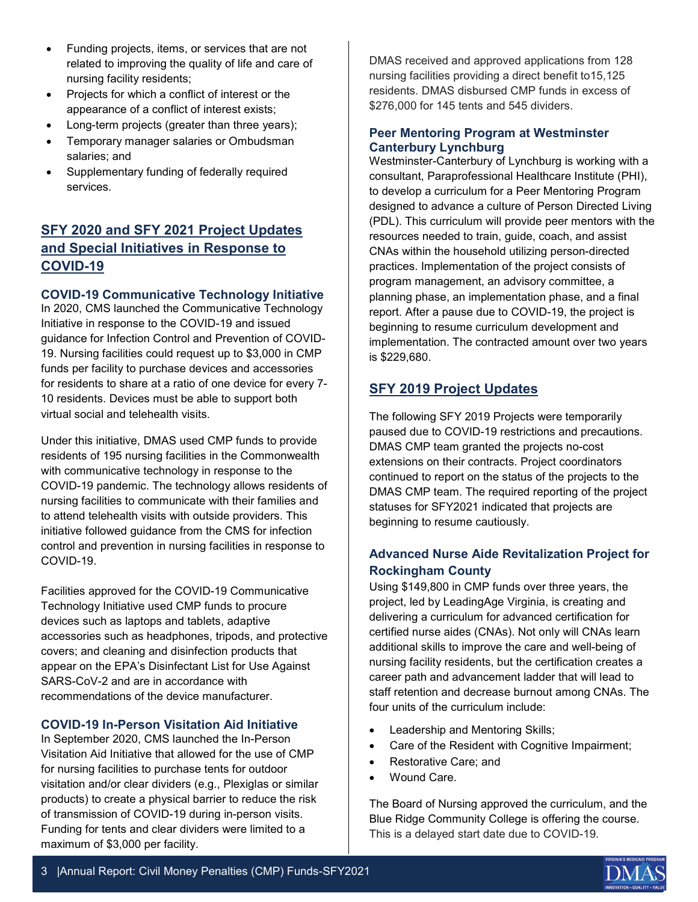- Funding projects, items, or services that are not related to improving the quality of life and care of nursing facility residents;
- Projects for which a conflict of interest or the appearance of a conflict of interest exists;
- Long-term projects (greater than three years);
- Temporary manager salaries or Ombudsman salaries; and
- Supplementary funding of federally required services.

## SFY 2020 and SFY 2021 Project Updates and Special Initiatives in Response to COVID-19

### COVID-19 Communicative Technology Initiative

In 2020, CMS launched the Communicative Technology Initiative in response to the COVID-19 and issued guidance for Infection Control and Prevention of COVID-19. Nursing facilities could request up to $3,000 in CMP funds per facility to purchase devices and accessories for residents to share at a ratio of one device for every 7-10 residents. Devices must be able to support both virtual social and telehealth visits.

Under this initiative, DMAS used CMP funds to provide residents of 195 nursing facilities in the Commonwealth with communicative technology in response to the COVID-19 pandemic. The technology allows residents of nursing facilities to communicate with their families and to attend telehealth visits with outside providers. This initiative followed guidance from the CMS for infection control and prevention in nursing facilities in response to COVID-19.

Facilities approved for the COVID-19 Communicative Technology Initiative used CMP funds to procure devices such as laptops and tablets, adaptive accessories such as headphones, tripods, and protective covers; and cleaning and disinfection products that appear on the EPA's Disinfectant List for Use Against SARS-CoV-2 and are in accordance with recommendations of the device manufacturer.

### COVID-19 In-Person Visitation Aid Initiative

In September 2020, CMS launched the In-Person Visitation Aid Initiative that allowed for the use of CMP for nursing facilities to purchase tents for outdoor visitation and/or clear dividers (e.g., Plexiglas or similar products) to create a physical barrier to reduce the risk of transmission of COVID-19 during in-person visits. Funding for tents and clear dividers were limited to a maximum of $3,000 per facility.

DMAS received and approved applications from 128 nursing facilities providing a direct benefit to15,125 residents. DMAS disbursed CMP funds in excess of $276,000 for 145 tents and 545 dividers.

### Peer Mentoring Program at Westminster Canterbury Lynchburg

Westminster-Canterbury of Lynchburg is working with a consultant, Paraprofessional Healthcare Institute (PHI), to develop a curriculum for a Peer Mentoring Program designed to advance a culture of Person Directed Living (PDL). This curriculum will provide peer mentors with the resources needed to train, guide, coach, and assist CNAs within the household utilizing person-directed practices. Implementation of the project consists of program management, an advisory committee, a planning phase, an implementation phase, and a final report. After a pause due to COVID-19, the project is beginning to resume curriculum development and implementation. The contracted amount over two years is $229,680.

## SFY 2019 Project Updates

The following SFY 2019 Projects were temporarily paused due to COVID-19 restrictions and precautions. DMAS CMP team granted the projects no-cost extensions on their contracts. Project coordinators continued to report on the status of the projects to the DMAS CMP team. The required reporting of the project statuses for SFY2021 indicated that projects are beginning to resume cautiously.

### Advanced Nurse Aide Revitalization Project for Rockingham County

Using $149,800 in CMP funds over three years, the project, led by LeadingAge Virginia, is creating and delivering a curriculum for advanced certification for certified nurse aides (CNAs). Not only will CNAs learn additional skills to improve the care and well-being of nursing facility residents, but the certification creates a career path and advancement ladder that will lead to staff retention and decrease burnout among CNAs. The four units of the curriculum include:

- Leadership and Mentoring Skills;
- Care of the Resident with Cognitive Impairment;
- Restorative Care; and
- Wound Care.

The Board of Nursing approved the curriculum, and the Blue Ridge Community College is offering the course. This is a delayed start date due to COVID-19.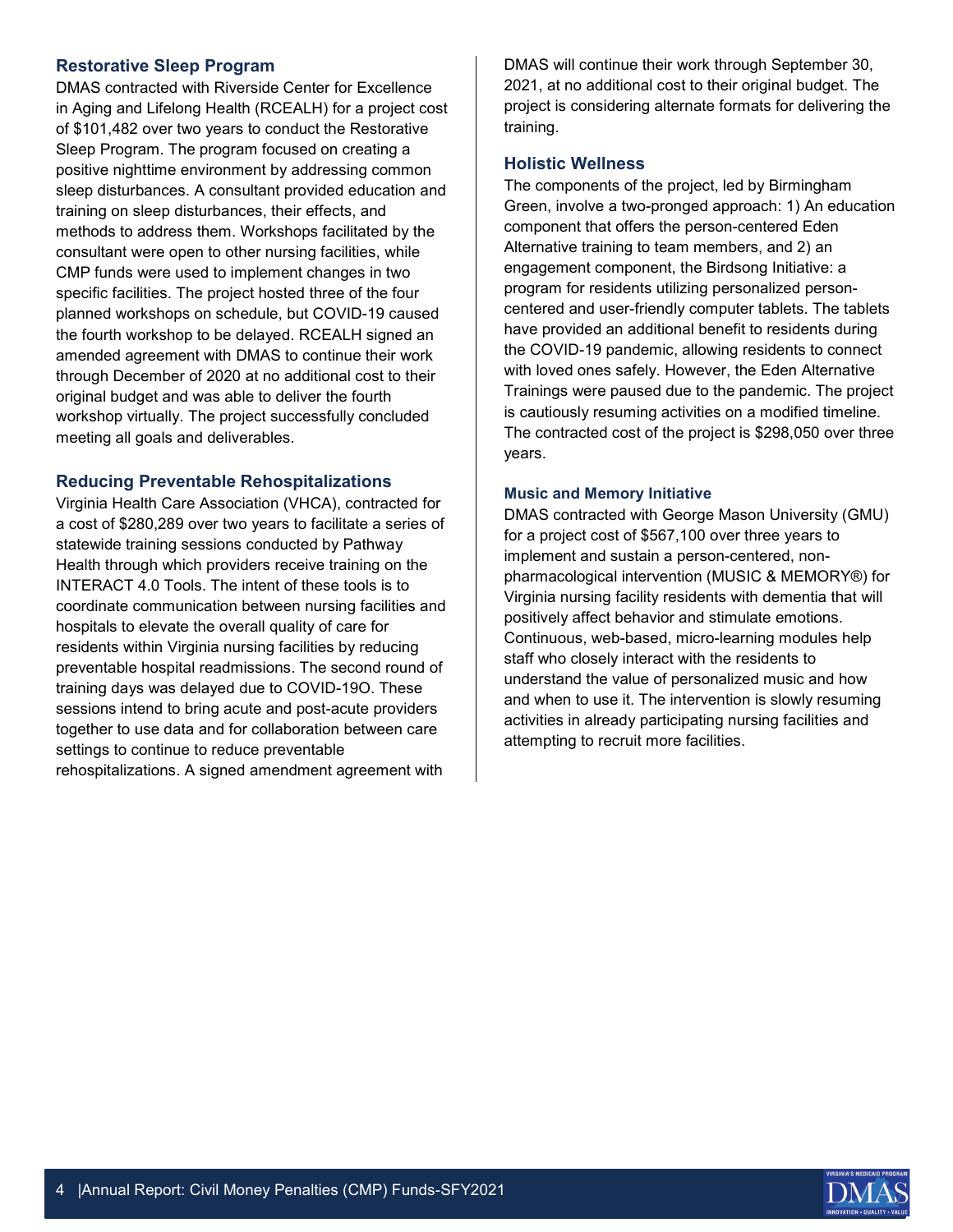### Restorative Sleep Program

DMAS contracted with Riverside Center for Excellence in Aging and Lifelong Health (RCEALH) for a project cost of $101,482 over two years to conduct the Restorative Sleep Program. The program focused on creating a positive nighttime environment by addressing common sleep disturbances. A consultant provided education and training on sleep disturbances, their effects, and methods to address them. Workshops facilitated by the consultant were open to other nursing facilities, while CMP funds were used to implement changes in two specific facilities. The project hosted three of the four planned workshops on schedule, but COVID-19 caused the fourth workshop to be delayed. RCEALH signed an amended agreement with DMAS to continue their work through December of 2020 at no additional cost to their original budget and was able to deliver the fourth workshop virtually. The project successfully concluded meeting all goals and deliverables.

### Reducing Preventable Rehospitalizations

Virginia Health Care Association (VHCA), contracted for a cost of $280,289 over two years to facilitate a series of statewide training sessions conducted by Pathway Health through which providers receive training on the INTERACT 4.0 Tools. The intent of these tools is to coordinate communication between nursing facilities and hospitals to elevate the overall quality of care for residents within Virginia nursing facilities by reducing preventable hospital readmissions. The second round of training days was delayed due to COVID-19O. These sessions intend to bring acute and post-acute providers together to use data and for collaboration between care settings to continue to reduce preventable rehospitalizations. A signed amendment agreement with DMAS will continue their work through September 30, 2021, at no additional cost to their original budget. The project is considering alternate formats for delivering the training.

### Holistic Wellness

The components of the project, led by Birmingham Green, involve a two-pronged approach: 1) An education component that offers the person-centered Eden Alternative training to team members, and 2) an engagement component, the Birdsong Initiative: a program for residents utilizing personalized person-centered and user-friendly computer tablets. The tablets have provided an additional benefit to residents during the COVID-19 pandemic, allowing residents to connect with loved ones safely. However, the Eden Alternative Trainings were paused due to the pandemic. The project is cautiously resuming activities on a modified timeline. The contracted cost of the project is $298,050 over three years.

#### Music and Memory Initiative

DMAS contracted with George Mason University (GMU) for a project cost of $567,100 over three years to implement and sustain a person-centered, non-pharmacological intervention (MUSIC & MEMORY®) for Virginia nursing facility residents with dementia that will positively affect behavior and stimulate emotions. Continuous, web-based, micro-learning modules help staff who closely interact with the residents to understand the value of personalized music and how and when to use it. The intervention is slowly resuming activities in already participating nursing facilities and attempting to recruit more facilities.